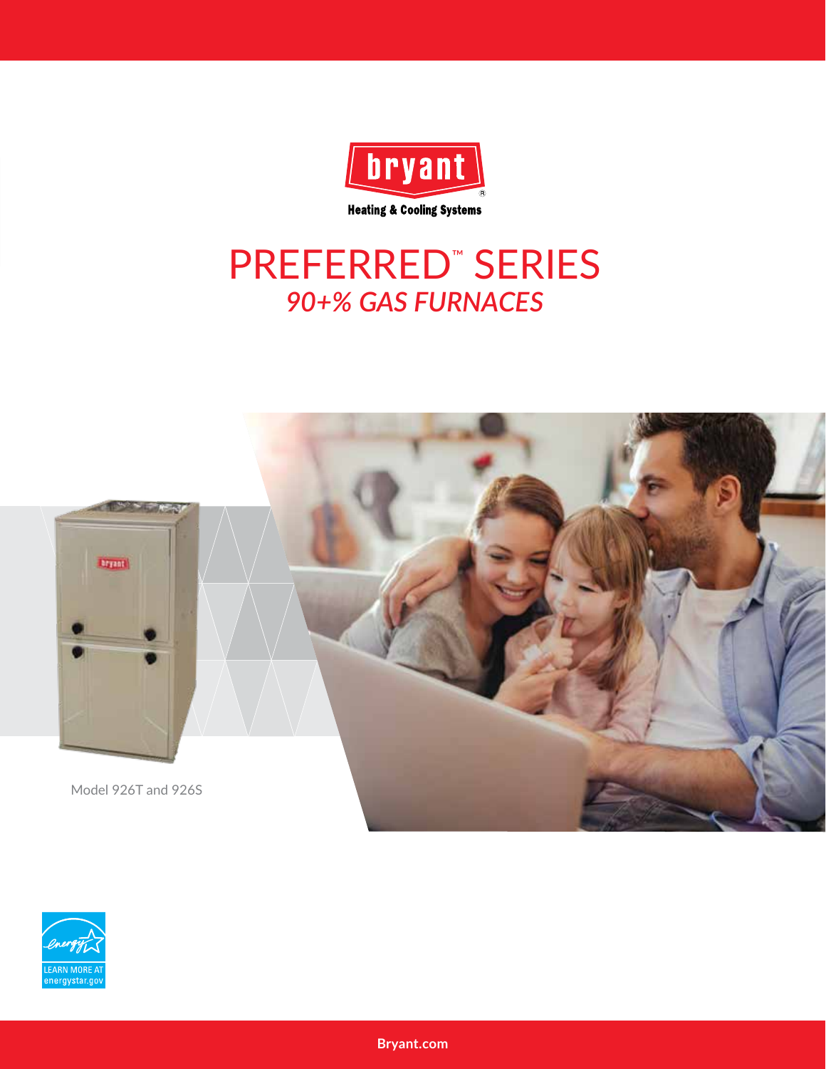bryant

Heating & Cooling Systems

# PREFERRED™ SERIES

## *90+% GAS FURNACES*

Model 926T and 926S

LEARN MORE AT energystar.gov

Bryant.com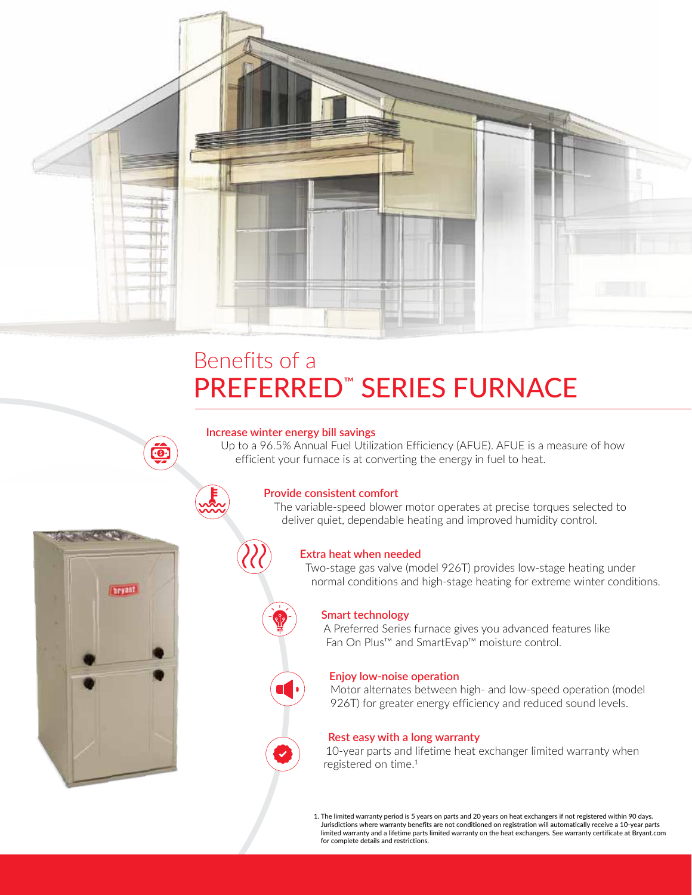# Benefits of a PREFERRED™ SERIES FURNACE

### Increase winter energy bill savings

Up to a 96.5% Annual Fuel Utilization Efficiency (AFUE). AFUE is a measure of how efficient your furnace is at converting the energy in fuel to heat.

### Provide consistent comfort

The variable-speed blower motor operates at precise torques selected to deliver quiet, dependable heating and improved humidity control.

### Extra heat when needed

Two-stage gas valve (model 926T) provides low-stage heating under normal conditions and high-stage heating for extreme winter conditions.

### Smart technology

A Preferred Series furnace gives you advanced features like Fan On Plus™ and SmartEvap™ moisture control.

### Enjoy low-noise operation

Motor alternates between high- and low-speed operation (model 926T) for greater energy efficiency and reduced sound levels.

### Rest easy with a long warranty

10-year parts and lifetime heat exchanger limited warranty when registered on time.[1]

1. The limited warranty period is 5 years on parts and 20 years on heat exchangers if not registered within 90 days. Jurisdictions where warranty benefits are not conditioned on registration will automatically receive a 10-year parts limited warranty and a lifetime parts limited warranty on the heat exchangers. See warranty certificate at Bryant.com for complete details and restrictions.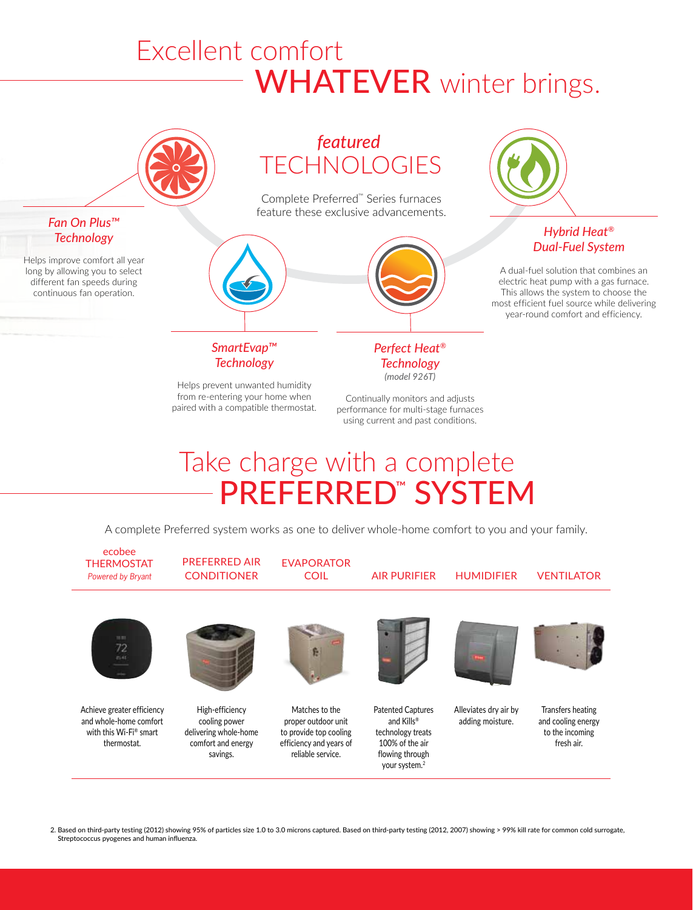# Excellent comfort WHATEVER winter brings.

## *featured* TECHNOLOGIES

Complete Preferred™ Series furnaces feature these exclusive advancements.

### *Fan On Plus™ Technology*

Helps improve comfort all year long by allowing you to select different fan speeds during continuous fan operation.

### *SmartEvap™ Technology*

Helps prevent unwanted humidity from re-entering your home when paired with a compatible thermostat.

### *Perfect Heat® Technology*

*(model 926T)*

Continually monitors and adjusts performance for multi-stage furnaces using current and past conditions.

### *Hybrid Heat® Dual-Fuel System*

A dual-fuel solution that combines an electric heat pump with a gas furnace. This allows the system to choose the most efficient fuel source while delivering year-round comfort and efficiency.

# Take charge with a complete PREFERRED™ SYSTEM

A complete Preferred system works as one to deliver whole-home comfort to you and your family.

| ecobee THERMOSTAT *Powered by Bryant* | PREFERRED AIR CONDITIONER | EVAPORATOR COIL | AIR PURIFIER | HUMIDIFIER | VENTILATOR |
|---|---|---|---|---|---|
| Achieve greater efficiency and whole-home comfort with this Wi-Fi® smart thermostat. | High-efficiency cooling power delivering whole-home comfort and energy savings. | Matches to the proper outdoor unit to provide top cooling efficiency and years of reliable service. | Patented Captures and Kills® technology treats 100% of the air flowing through your system.[2] | Alleviates dry air by adding moisture. | Transfers heating and cooling energy to the incoming fresh air. |

2. Based on third-party testing (2012) showing 95% of particles size 1.0 to 3.0 microns captured. Based on third-party testing (2012, 2007) showing > 99% kill rate for common cold surrogate, Streptococcus pyogenes and human influenza.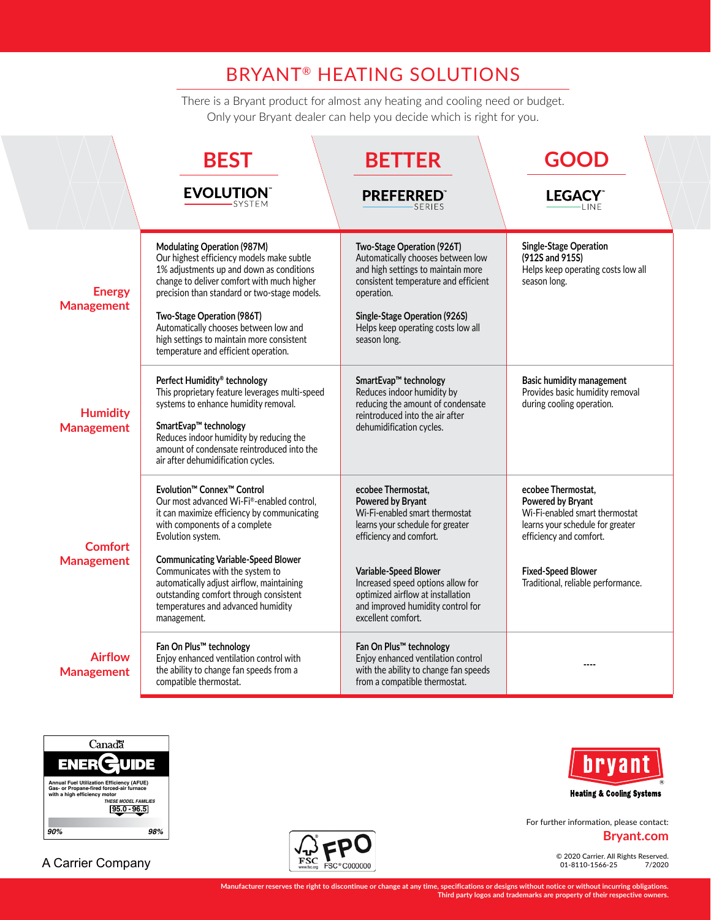# BRYANT® HEATING SOLUTIONS

There is a Bryant product for almost any heating and cooling need or budget.
Only your Bryant dealer can help you decide which is right for you.

| | BEST<br>EVOLUTION™ SYSTEM | BETTER<br>PREFERRED™ SERIES | GOOD<br>LEGACY™ LINE |
|---|---|---|---|
| **Energy Management** | **Modulating Operation (987M)**<br>Our highest efficiency models make subtle 1% adjustments up and down as conditions change to deliver comfort with much higher precision than standard or two-stage models.<br><br>**Two-Stage Operation (986T)**<br>Automatically chooses between low and high settings to maintain more consistent temperature and efficient operation. | **Two-Stage Operation (926T)**<br>Automatically chooses between low and high settings to maintain more consistent temperature and efficient operation.<br><br>**Single-Stage Operation (926S)**<br>Helps keep operating costs low all season long. | **Single-Stage Operation (912S and 915S)**<br>Helps keep operating costs low all season long. |
| **Humidity Management** | **Perfect Humidity® technology**<br>This proprietary feature leverages multi-speed systems to enhance humidity removal.<br><br>**SmartEvap™ technology**<br>Reduces indoor humidity by reducing the amount of condensate reintroduced into the air after dehumidification cycles. | **SmartEvap™ technology**<br>Reduces indoor humidity by reducing the amount of condensate reintroduced into the air after dehumidification cycles. | **Basic humidity management**<br>Provides basic humidity removal during cooling operation. |
| **Comfort Management** | **Evolution™ Connex™ Control**<br>Our most advanced Wi-Fi®-enabled control, it can maximize efficiency by communicating with components of a complete Evolution system.<br><br>**Communicating Variable-Speed Blower**<br>Communicates with the system to automatically adjust airflow, maintaining outstanding comfort through consistent temperatures and advanced humidity management. | **ecobee Thermostat, Powered by Bryant**<br>Wi-Fi-enabled smart thermostat learns your schedule for greater efficiency and comfort.<br><br>**Variable-Speed Blower**<br>Increased speed options allow for optimized airflow at installation and improved humidity control for excellent comfort. | **ecobee Thermostat, Powered by Bryant**<br>Wi-Fi-enabled smart thermostat learns your schedule for greater efficiency and comfort.<br><br>**Fixed-Speed Blower**<br>Traditional, reliable performance. |
| **Airflow Management** | **Fan On Plus™ technology**<br>Enjoy enhanced ventilation control with the ability to change fan speeds from a compatible thermostat. | **Fan On Plus™ technology**<br>Enjoy enhanced ventilation control with the ability to change fan speeds from a compatible thermostat. | ---- |

Canada
ENERGUIDE
Annual Fuel Utilization Efficiency (AFUE)
Gas- or Propane-fired forced-air furnace with a high efficiency motor
THESE MODEL FAMILIES
95.0 - 96.5
90%
98%

A Carrier Company

FSC® C000000

bryant®
Heating & Cooling Systems

For further information, please contact:
**Bryant.com**

© 2020 Carrier. All Rights Reserved.
01-8110-1566-25 7/2020

Manufacturer reserves the right to discontinue or change at any time, specifications or designs without notice or without incurring obligations.
Third party logos and trademarks are property of their respective owners.